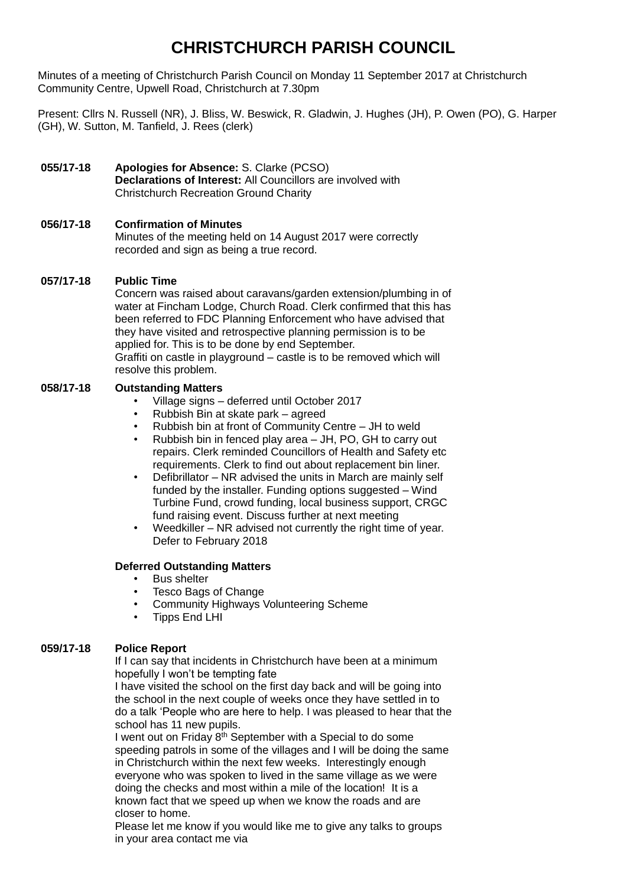# CHRISTCHURCH PARISH COUNCIL

Minutes of a meeting of Christchurch Parish Council on Monday 11 September 2017 at Christchurch Community Centre, Upwell Road, Christchurch at 7.30pm

Present: Cllrs N. Russell (NR), J. Bliss, W. Beswick, R. Gladwin, J. Hughes (JH), P. Owen (PO), G. Harper (GH), W. Sutton, M. Tanfield, J. Rees (clerk)

**055/17-18** **Apologies for Absence:** S. Clarke (PCSO)
**Declarations of Interest:** All Councillors are involved with Christchurch Recreation Ground Charity

**056/17-18** **Confirmation of Minutes**
Minutes of the meeting held on 14 August 2017 were correctly recorded and sign as being a true record.

**057/17-18** **Public Time**
Concern was raised about caravans/garden extension/plumbing in of water at Fincham Lodge, Church Road. Clerk confirmed that this has been referred to FDC Planning Enforcement who have advised that they have visited and retrospective planning permission is to be applied for. This is to be done by end September.
Graffiti on castle in playground – castle is to be removed which will resolve this problem.

**058/17-18** **Outstanding Matters**

- Village signs – deferred until October 2017
- Rubbish Bin at skate park – agreed
- Rubbish bin at front of Community Centre – JH to weld
- Rubbish bin in fenced play area – JH, PO, GH to carry out repairs. Clerk reminded Councillors of Health and Safety etc requirements. Clerk to find out about replacement bin liner.
- Defibrillator – NR advised the units in March are mainly self funded by the installer. Funding options suggested – Wind Turbine Fund, crowd funding, local business support, CRGC fund raising event. Discuss further at next meeting
- Weedkiller – NR advised not currently the right time of year. Defer to February 2018

**Deferred Outstanding Matters**

- Bus shelter
- Tesco Bags of Change
- Community Highways Volunteering Scheme
- Tipps End LHI

**059/17-18** **Police Report**
If I can say that incidents in Christchurch have been at a minimum hopefully I won't be tempting fate
I have visited the school on the first day back and will be going into the school in the next couple of weeks once they have settled in to do a talk 'People who are here to help. I was pleased to hear that the school has 11 new pupils.
I went out on Friday 8th September with a Special to do some speeding patrols in some of the villages and I will be doing the same in Christchurch within the next few weeks. Interestingly enough everyone who was spoken to lived in the same village as we were doing the checks and most within a mile of the location! It is a known fact that we speed up when we know the roads and are closer to home.
Please let me know if you would like me to give any talks to groups in your area contact me via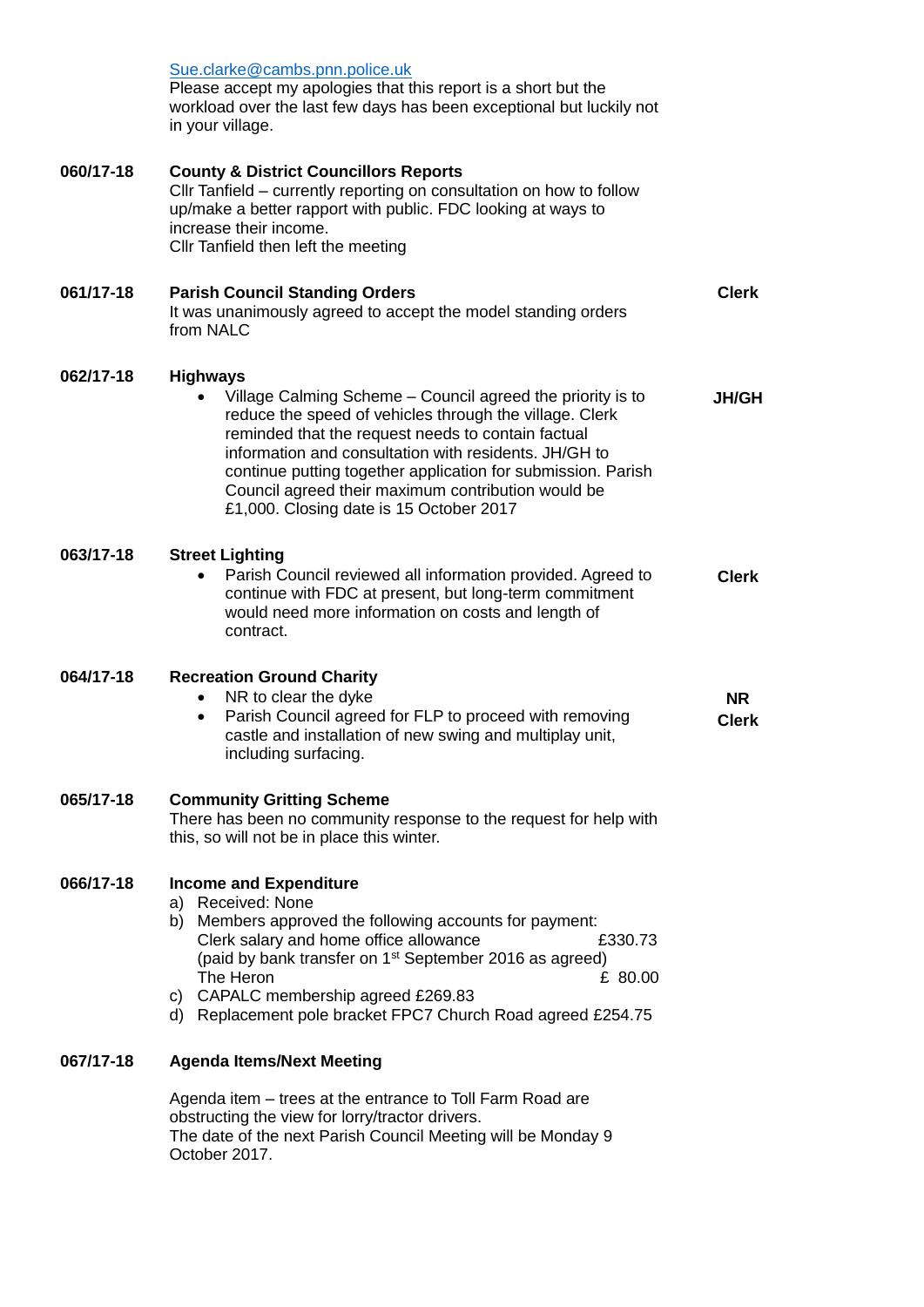Sue.clarke@cambs.pnn.police.uk
Please accept my apologies that this report is a short but the workload over the last few days has been exceptional but luckily not in your village.

| | | |
|---|---|---|
| **060/17-18** | **County & District Councillors Reports**<br>Cllr Tanfield – currently reporting on consultation on how to follow up/make a better rapport with public. FDC looking at ways to increase their income.<br>Cllr Tanfield then left the meeting | |
| **061/17-18** | **Parish Council Standing Orders**<br>It was unanimously agreed to accept the model standing orders from NALC | **Clerk** |
| **062/17-18** | **Highways**<br>• Village Calming Scheme – Council agreed the priority is to reduce the speed of vehicles through the village. Clerk reminded that the request needs to contain factual information and consultation with residents. JH/GH to continue putting together application for submission. Parish Council agreed their maximum contribution would be £1,000. Closing date is 15 October 2017 | **JH/GH** |
| **063/17-18** | **Street Lighting**<br>• Parish Council reviewed all information provided. Agreed to continue with FDC at present, but long-term commitment would need more information on costs and length of contract. | **Clerk** |
| **064/17-18** | **Recreation Ground Charity**<br>• NR to clear the dyke<br>• Parish Council agreed for FLP to proceed with removing castle and installation of new swing and multiplay unit, including surfacing. | **NR**<br>**Clerk** |
| **065/17-18** | **Community Gritting Scheme**<br>There has been no community response to the request for help with this, so will not be in place this winter. | |
| **066/17-18** | **Income and Expenditure**<br>a) Received: None<br>b) Members approved the following accounts for payment:<br>Clerk salary and home office allowance £330.73<br>(paid by bank transfer on 1st September 2016 as agreed)<br>The Heron £ 80.00<br>c) CAPALC membership agreed £269.83<br>d) Replacement pole bracket FPC7 Church Road agreed £254.75 | |
| **067/17-18** | **Agenda Items/Next Meeting**<br>Agenda item – trees at the entrance to Toll Farm Road are obstructing the view for lorry/tractor drivers.<br>The date of the next Parish Council Meeting will be Monday 9 October 2017. | |